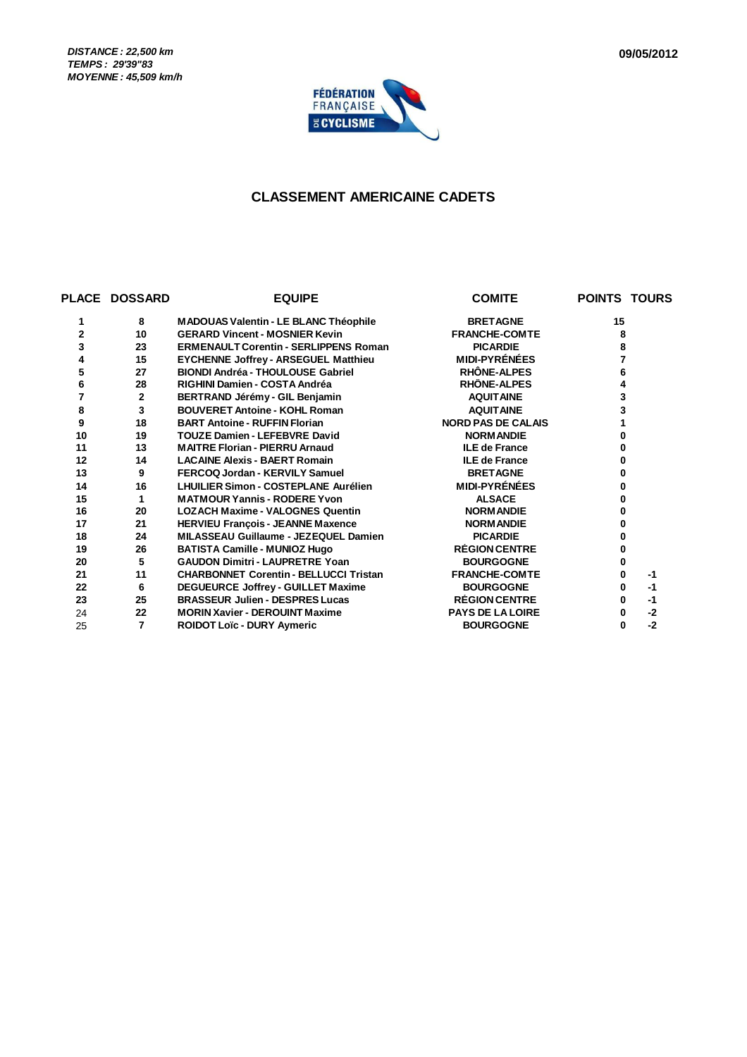*DISTANCE : 22,500 km*
*TEMPS : 29'39"83*
*MOYENNE : 45,509 km/h*

09/05/2012

FÉDÉRATION FRANÇAISE DE CYCLISME

## CLASSEMENT AMERICAINE CADETS

| PLACE | DOSSARD | EQUIPE | COMITE | POINTS | TOURS |
|---|---|---|---|---|---|
| 1 | 8 | MADOUAS Valentin - LE BLANC Théophile | BRETAGNE | 15 | |
| 2 | 10 | GERARD Vincent - MOSNIER Kevin | FRANCHE-COMTE | 8 | |
| 3 | 23 | ERMENAULT Corentin - SERLIPPENS Roman | PICARDIE | 8 | |
| 4 | 15 | EYCHENNE Joffrey - ARSEGUEL Matthieu | MIDI-PYRÉNÉES | 7 | |
| 5 | 27 | BIONDI Andréa - THOULOUSE Gabriel | RHÔNE-ALPES | 6 | |
| 6 | 28 | RIGHINI Damien - COSTA Andréa | RHÔNE-ALPES | 4 | |
| 7 | 2 | BERTRAND Jérémy - GIL Benjamin | AQUITAINE | 3 | |
| 8 | 3 | BOUVERET Antoine - KOHL Roman | AQUITAINE | 3 | |
| 9 | 18 | BART Antoine - RUFFIN Florian | NORD PAS DE CALAIS | 1 | |
| 10 | 19 | TOUZE Damien - LEFEBVRE David | NORMANDIE | 0 | |
| 11 | 13 | MAITRE Florian - PIERRU Arnaud | ILE de France | 0 | |
| 12 | 14 | LACAINE Alexis - BAERT Romain | ILE de France | 0 | |
| 13 | 9 | FERCOQ Jordan - KERVILY Samuel | BRETAGNE | 0 | |
| 14 | 16 | LHUILIER Simon - COSTEPLANE Aurélien | MIDI-PYRÉNÉES | 0 | |
| 15 | 1 | MATMOUR Yannis - RODERE Yvon | ALSACE | 0 | |
| 16 | 20 | LOZACH Maxime - VALOGNES Quentin | NORMANDIE | 0 | |
| 17 | 21 | HERVIEU François - JEANNE Maxence | NORMANDIE | 0 | |
| 18 | 24 | MILASSEAU Guillaume - JEZEQUEL Damien | PICARDIE | 0 | |
| 19 | 26 | BATISTA Camille - MUNIOZ Hugo | RÉGION CENTRE | 0 | |
| 20 | 5 | GAUDON Dimitri - LAUPRETRE Yoan | BOURGOGNE | 0 | |
| 21 | 11 | CHARBONNET Corentin - BELLUCCI Tristan | FRANCHE-COMTE | 0 | -1 |
| 22 | 6 | DEGUEURCE Joffrey - GUILLET Maxime | BOURGOGNE | 0 | -1 |
| 23 | 25 | BRASSEUR Julien - DESPRES Lucas | RÉGION CENTRE | 0 | -1 |
| 24 | 22 | MORIN Xavier - DEROUINT Maxime | PAYS DE LA LOIRE | 0 | -2 |
| 25 | 7 | ROIDOT Loïc - DURY Aymeric | BOURGOGNE | 0 | -2 |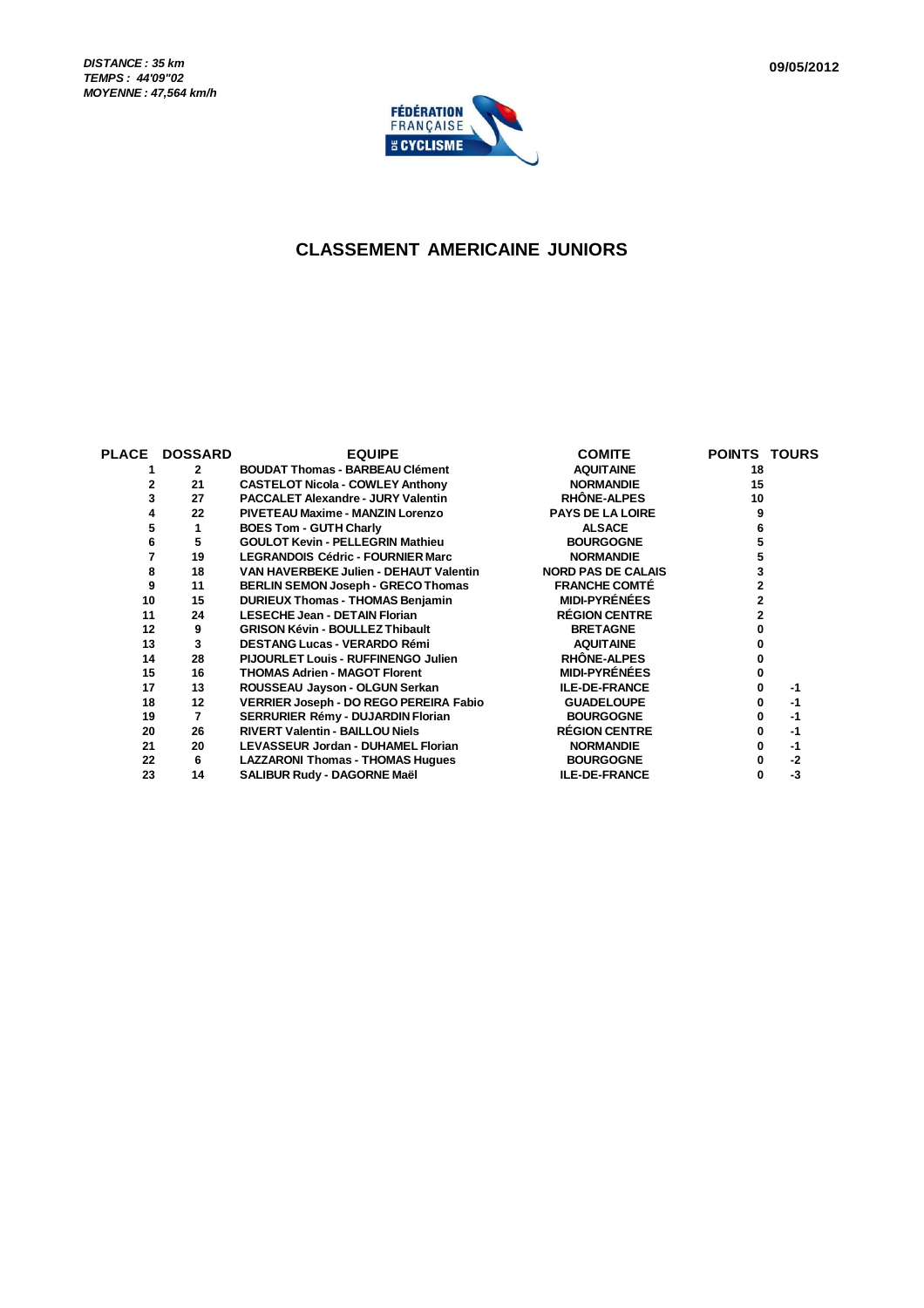***DISTANCE : 35 km***
***TEMPS : 44'09"02***
***MOYENNE : 47,564 km/h***

**09/05/2012**

FÉDÉRATION FRANÇAISE DE CYCLISME

## CLASSEMENT AMERICAINE JUNIORS

| PLACE | DOSSARD | EQUIPE | COMITE | POINTS | TOURS |
|---|---|---|---|---|---|
| 1 | 2 | BOUDAT Thomas - BARBEAU Clément | AQUITAINE | 18 | |
| 2 | 21 | CASTELOT Nicola - COWLEY Anthony | NORMANDIE | 15 | |
| 3 | 27 | PACCALET Alexandre - JURY Valentin | RHÔNE-ALPES | 10 | |
| 4 | 22 | PIVETEAU Maxime - MANZIN Lorenzo | PAYS DE LA LOIRE | 9 | |
| 5 | 1 | BOES Tom - GUTH Charly | ALSACE | 6 | |
| 6 | 5 | GOULOT Kevin - PELLEGRIN Mathieu | BOURGOGNE | 5 | |
| 7 | 19 | LEGRANDOIS Cédric - FOURNIER Marc | NORMANDIE | 5 | |
| 8 | 18 | VAN HAVERBEKE Julien - DEHAUT Valentin | NORD PAS DE CALAIS | 3 | |
| 9 | 11 | BERLIN SEMON Joseph - GRECO Thomas | FRANCHE COMTÉ | 2 | |
| 10 | 15 | DURIEUX Thomas - THOMAS Benjamin | MIDI-PYRÉNÉES | 2 | |
| 11 | 24 | LESECHE Jean - DETAIN Florian | RÉGION CENTRE | 2 | |
| 12 | 9 | GRISON Kévin - BOULLEZ Thibault | BRETAGNE | 0 | |
| 13 | 3 | DESTANG Lucas - VERARDO Rémi | AQUITAINE | 0 | |
| 14 | 28 | PIJOURLET Louis - RUFFINENGO Julien | RHÔNE-ALPES | 0 | |
| 15 | 16 | THOMAS Adrien - MAGOT Florent | MIDI-PYRÉNÉES | 0 | |
| 17 | 13 | ROUSSEAU Jayson - OLGUN Serkan | ILE-DE-FRANCE | 0 | -1 |
| 18 | 12 | VERRIER Joseph - DO REGO PEREIRA Fabio | GUADELOUPE | 0 | -1 |
| 19 | 7 | SERRURIER Rémy - DUJARDIN Florian | BOURGOGNE | 0 | -1 |
| 20 | 26 | RIVERT Valentin - BAILLOU Niels | RÉGION CENTRE | 0 | -1 |
| 21 | 20 | LEVASSEUR Jordan - DUHAMEL Florian | NORMANDIE | 0 | -1 |
| 22 | 6 | LAZZARONI Thomas - THOMAS Hugues | BOURGOGNE | 0 | -2 |
| 23 | 14 | SALIBUR Rudy - DAGORNE Maël | ILE-DE-FRANCE | 0 | -3 |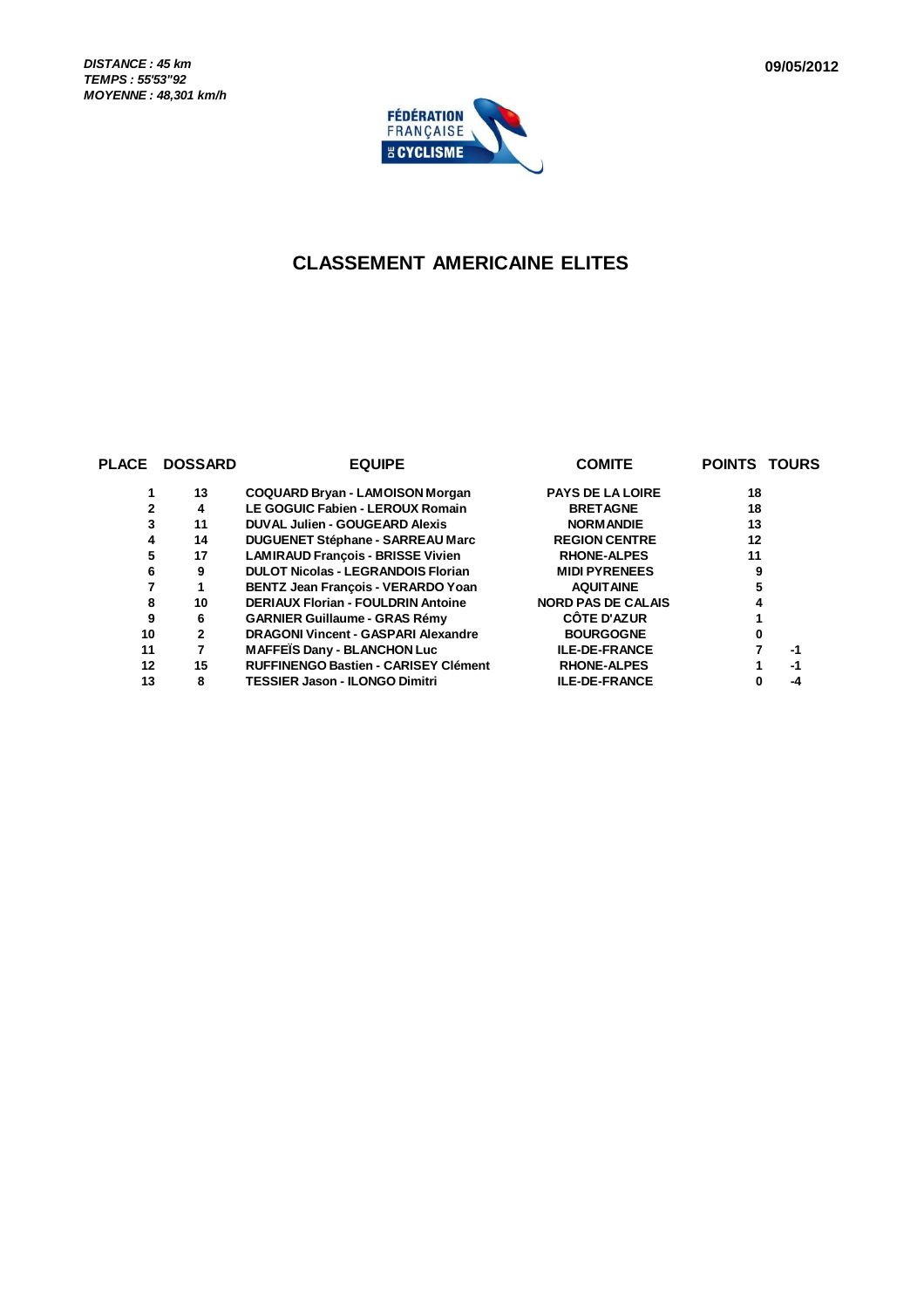*DISTANCE : 45 km*
*TEMPS : 55'53"92*
*MOYENNE : 48,301 km/h*

**09/05/2012**

FÉDÉRATION FRANÇAISE DE CYCLISME

## CLASSEMENT AMERICAINE ELITES

| PLACE | DOSSARD | EQUIPE | COMITE | POINTS | TOURS |
|---|---|---|---|---|---|
| 1 | 13 | COQUARD Bryan - LAMOISON Morgan | PAYS DE LA LOIRE | 18 | |
| 2 | 4 | LE GOGUIC Fabien - LEROUX Romain | BRETAGNE | 18 | |
| 3 | 11 | DUVAL Julien - GOUGEARD Alexis | NORMANDIE | 13 | |
| 4 | 14 | DUGUENET Stéphane - SARREAU Marc | REGION CENTRE | 12 | |
| 5 | 17 | LAMIRAUD François - BRISSE Vivien | RHONE-ALPES | 11 | |
| 6 | 9 | DULOT Nicolas - LEGRANDOIS Florian | MIDI PYRENEES | 9 | |
| 7 | 1 | BENTZ Jean François - VERARDO Yoan | AQUITAINE | 5 | |
| 8 | 10 | DERIAUX Florian - FOULDRIN Antoine | NORD PAS DE CALAIS | 4 | |
| 9 | 6 | GARNIER Guillaume - GRAS Rémy | CÔTE D'AZUR | 1 | |
| 10 | 2 | DRAGONI Vincent - GASPARI Alexandre | BOURGOGNE | 0 | |
| 11 | 7 | MAFFEÏS Dany - BLANCHON Luc | ILE-DE-FRANCE | 7 | -1 |
| 12 | 15 | RUFFINENGO Bastien - CARISEY Clément | RHONE-ALPES | 1 | -1 |
| 13 | 8 | TESSIER Jason - ILONGO Dimitri | ILE-DE-FRANCE | 0 | -4 |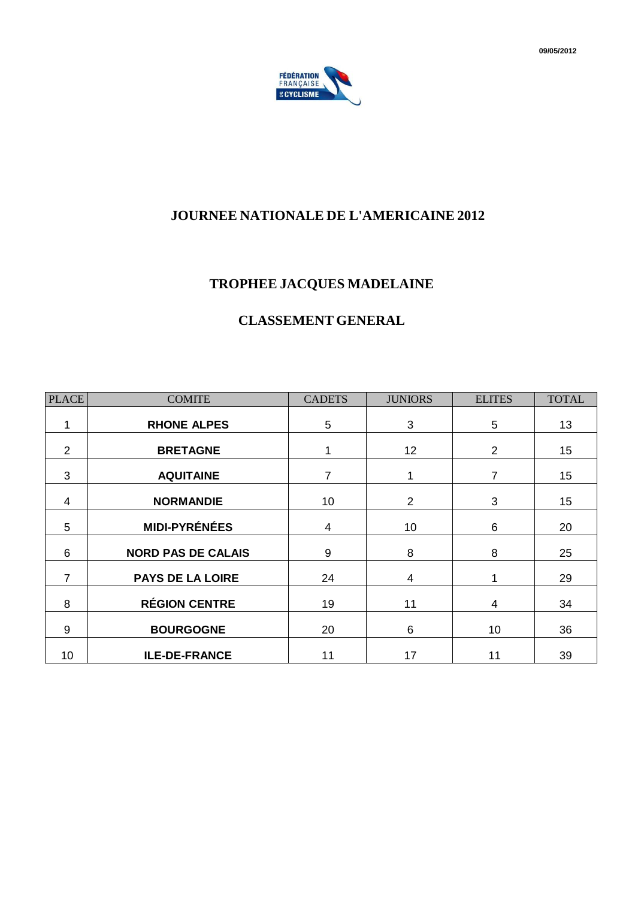09/05/2012

# JOURNEE NATIONALE DE L'AMERICAINE 2012

## TROPHEE JACQUES MADELAINE

## CLASSEMENT GENERAL

| PLACE | COMITE | CADETS | JUNIORS | ELITES | TOTAL |
|---|---|---|---|---|---|
| 1 | **RHONE ALPES** | 5 | 3 | 5 | 13 |
| 2 | **BRETAGNE** | 1 | 12 | 2 | 15 |
| 3 | **AQUITAINE** | 7 | 1 | 7 | 15 |
| 4 | **NORMANDIE** | 10 | 2 | 3 | 15 |
| 5 | **MIDI-PYRÉNÉES** | 4 | 10 | 6 | 20 |
| 6 | **NORD PAS DE CALAIS** | 9 | 8 | 8 | 25 |
| 7 | **PAYS DE LA LOIRE** | 24 | 4 | 1 | 29 |
| 8 | **RÉGION CENTRE** | 19 | 11 | 4 | 34 |
| 9 | **BOURGOGNE** | 20 | 6 | 10 | 36 |
| 10 | **ILE-DE-FRANCE** | 11 | 17 | 11 | 39 |